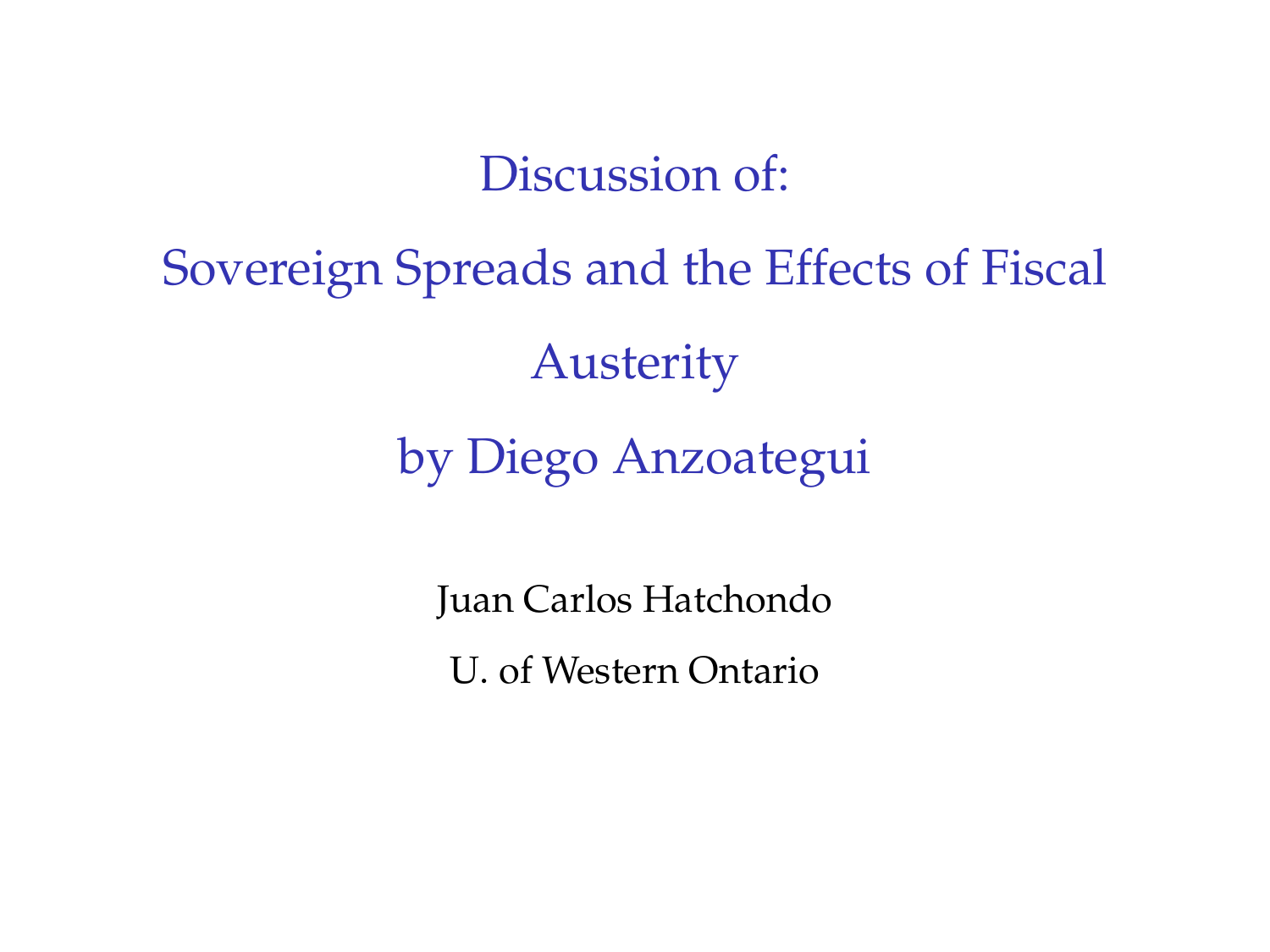# Discussion of:

# Sovereign Spreads and the Effects of Fiscal Austerity

# by Diego Anzoategui

Juan Carlos Hatchondo

U. of Western Ontario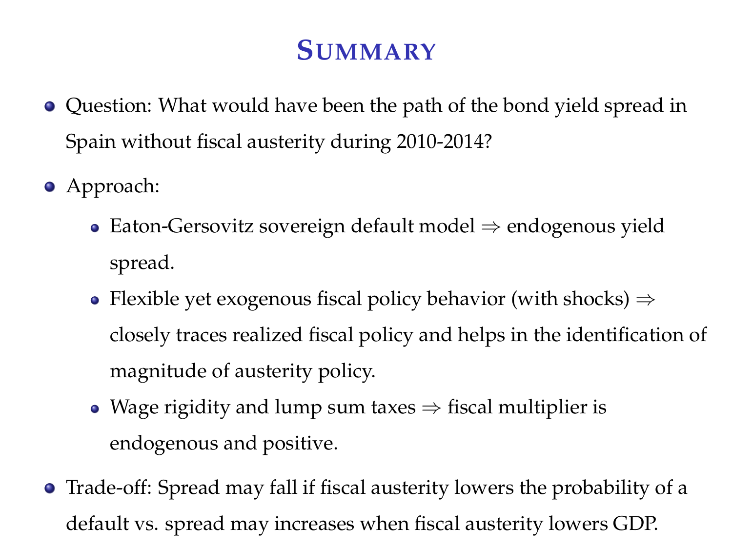# Summary

- Question: What would have been the path of the bond yield spread in Spain without fiscal austerity during 2010-2014?
- Approach:
  - Eaton-Gersovitz sovereign default model ⇒ endogenous yield spread.
  - Flexible yet exogenous fiscal policy behavior (with shocks) ⇒ closely traces realized fiscal policy and helps in the identification of magnitude of austerity policy.
  - Wage rigidity and lump sum taxes ⇒ fiscal multiplier is endogenous and positive.
- Trade-off: Spread may fall if fiscal austerity lowers the probability of a default vs. spread may increases when fiscal austerity lowers GDP.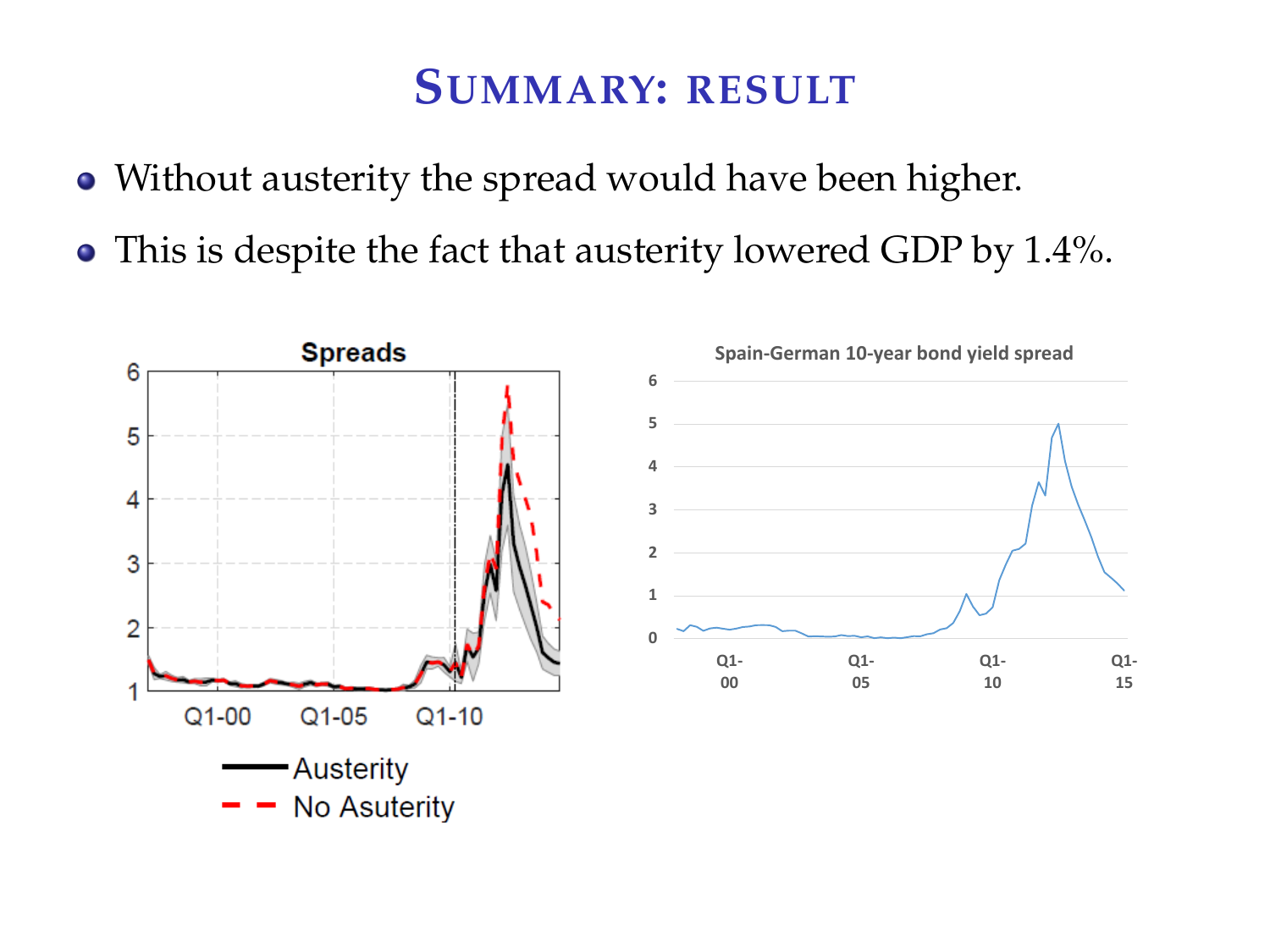# Summary: result

- Without austerity the spread would have been higher.
- This is despite the fact that austerity lowered GDP by 1.4%.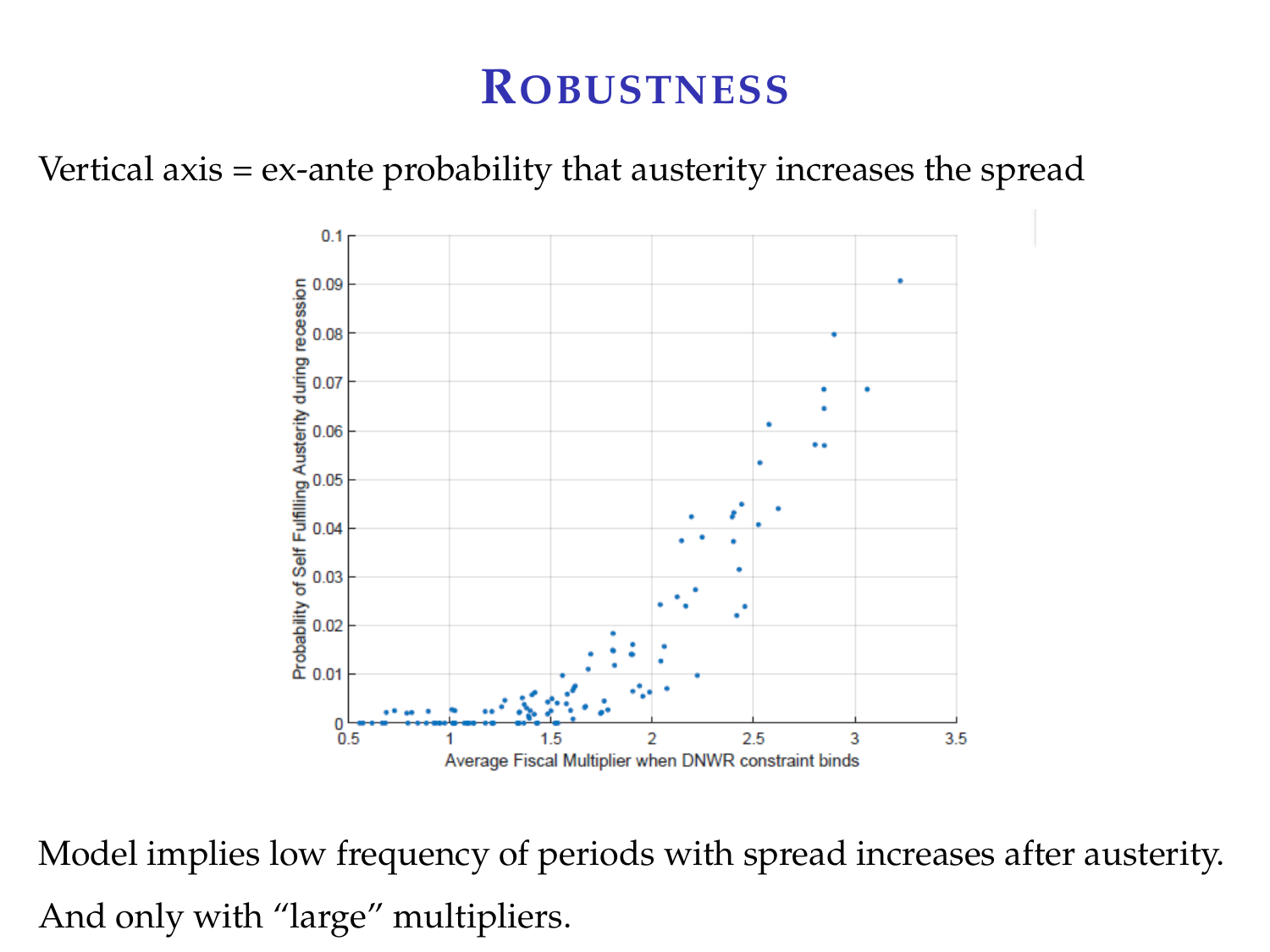# ROBUSTNESS

Vertical axis = ex-ante probability that austerity increases the spread

Model implies low frequency of periods with spread increases after austerity.

And only with "large" multipliers.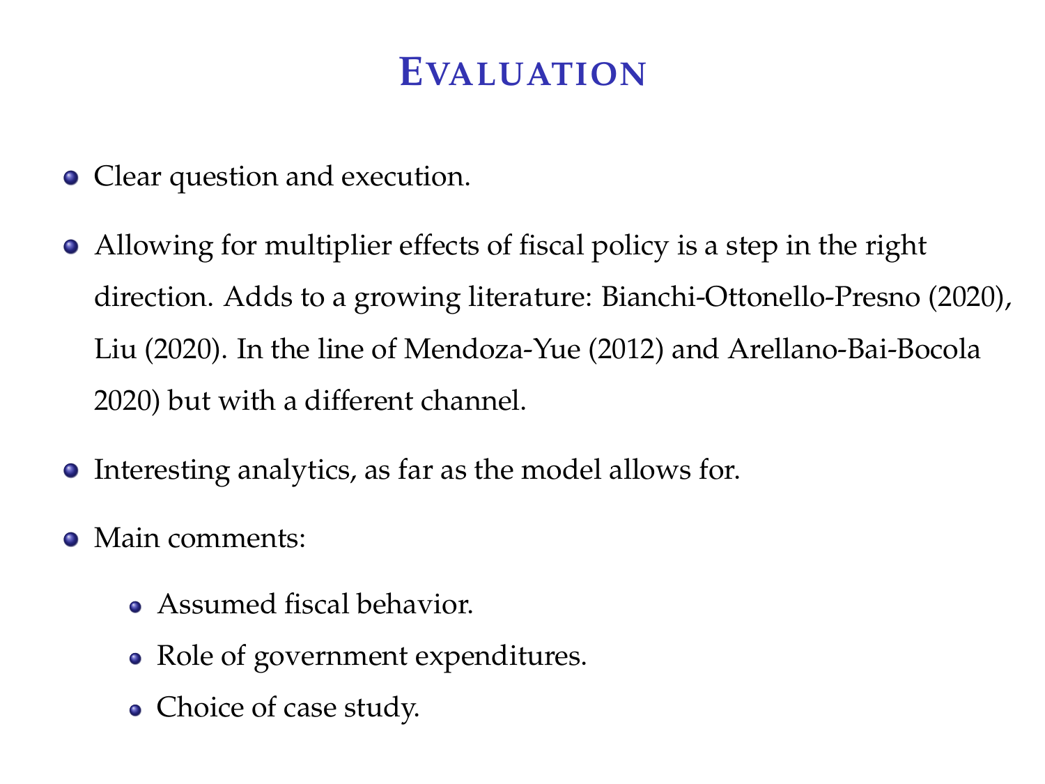# Evaluation

- Clear question and execution.
- Allowing for multiplier effects of fiscal policy is a step in the right direction. Adds to a growing literature: Bianchi-Ottonello-Presno (2020), Liu (2020). In the line of Mendoza-Yue (2012) and Arellano-Bai-Bocola 2020) but with a different channel.
- Interesting analytics, as far as the model allows for.
- Main comments:
  - Assumed fiscal behavior.
  - Role of government expenditures.
  - Choice of case study.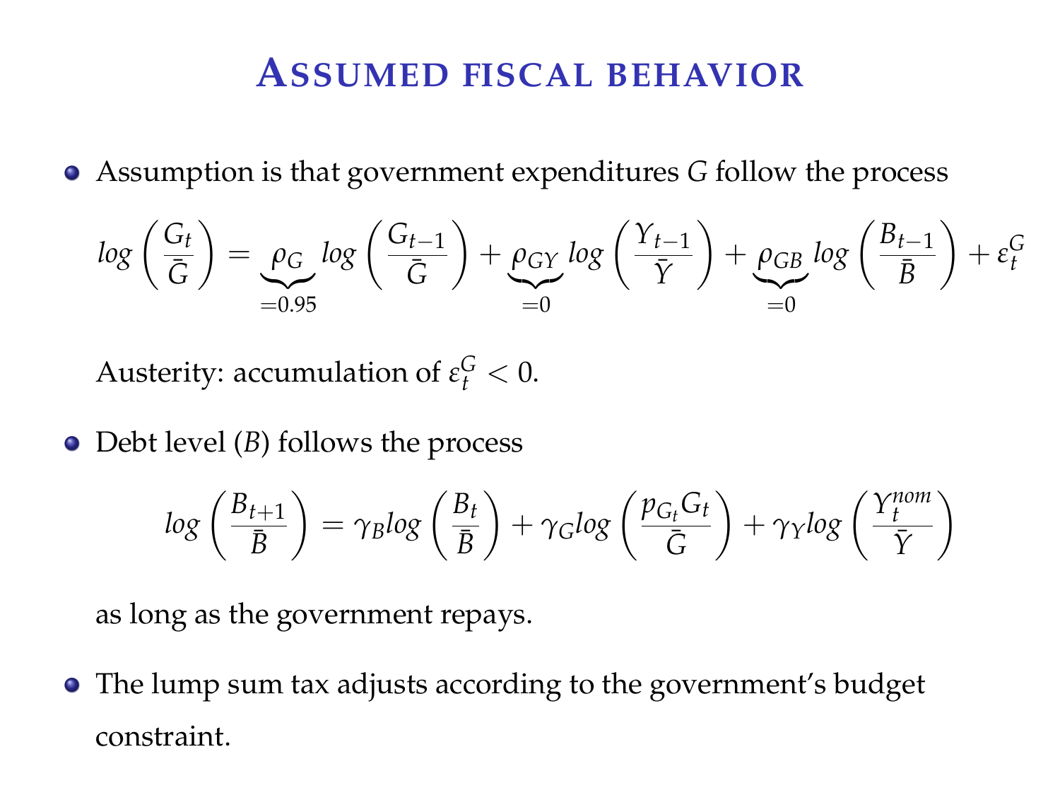# Assumed fiscal behavior

- Assumption is that government expenditures $G$ follow the process

$$log\left(\frac{G_t}{\bar{G}}\right) = \underbrace{\rho_G}_{=0.95} log\left(\frac{G_{t-1}}{\bar{G}}\right) + \underbrace{\rho_{GY}}_{=0} log\left(\frac{Y_{t-1}}{\bar{Y}}\right) + \underbrace{\rho_{GB}}_{=0} log\left(\frac{B_{t-1}}{\bar{B}}\right) + \varepsilon_t^G$$

  Austerity: accumulation of $\varepsilon_t^G < 0$.

- Debt level ($B$) follows the process

$$log\left(\frac{B_{t+1}}{\bar{B}}\right) = \gamma_B log\left(\frac{B_t}{\bar{B}}\right) + \gamma_G log\left(\frac{p_{G_t} G_t}{\bar{G}}\right) + \gamma_Y log\left(\frac{Y_t^{nom}}{\bar{Y}}\right)$$

  as long as the government repays.

- The lump sum tax adjusts according to the government's budget constraint.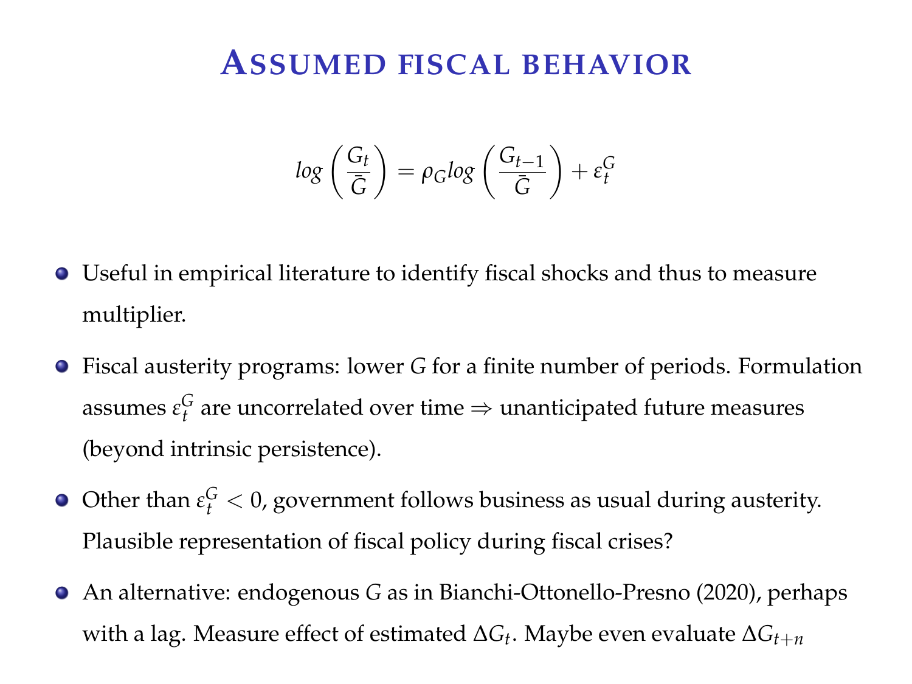# Assumed fiscal behavior

$$log\left(\frac{G_t}{\bar{G}}\right) = \rho_G log\left(\frac{G_{t-1}}{\bar{G}}\right) + \varepsilon_t^G$$

- Useful in empirical literature to identify fiscal shocks and thus to measure multiplier.
- Fiscal austerity programs: lower $G$ for a finite number of periods. Formulation assumes $\varepsilon_t^G$ are uncorrelated over time $\Rightarrow$ unanticipated future measures (beyond intrinsic persistence).
- Other than $\varepsilon_t^G < 0$, government follows business as usual during austerity. Plausible representation of fiscal policy during fiscal crises?
- An alternative: endogenous $G$ as in Bianchi-Ottonello-Presno (2020), perhaps with a lag. Measure effect of estimated $\Delta G_t$. Maybe even evaluate $\Delta G_{t+n}$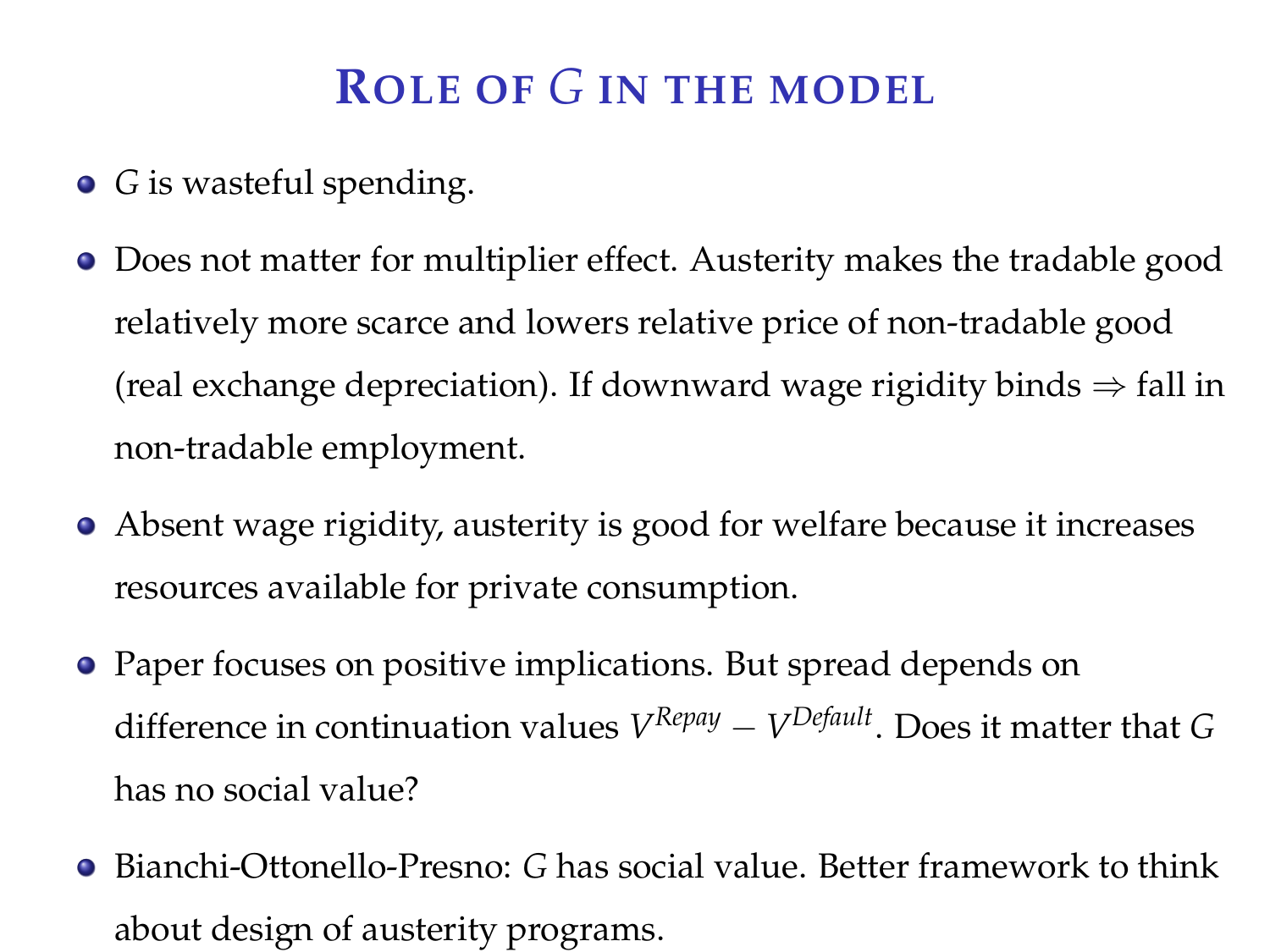# Role of $G$ in the model

- $G$ is wasteful spending.
- Does not matter for multiplier effect. Austerity makes the tradable good relatively more scarce and lowers relative price of non-tradable good (real exchange depreciation). If downward wage rigidity binds $\Rightarrow$ fall in non-tradable employment.
- Absent wage rigidity, austerity is good for welfare because it increases resources available for private consumption.
- Paper focuses on positive implications. But spread depends on difference in continuation values $V^{Repay} - V^{Default}$. Does it matter that $G$ has no social value?
- Bianchi-Ottonello-Presno: $G$ has social value. Better framework to think about design of austerity programs.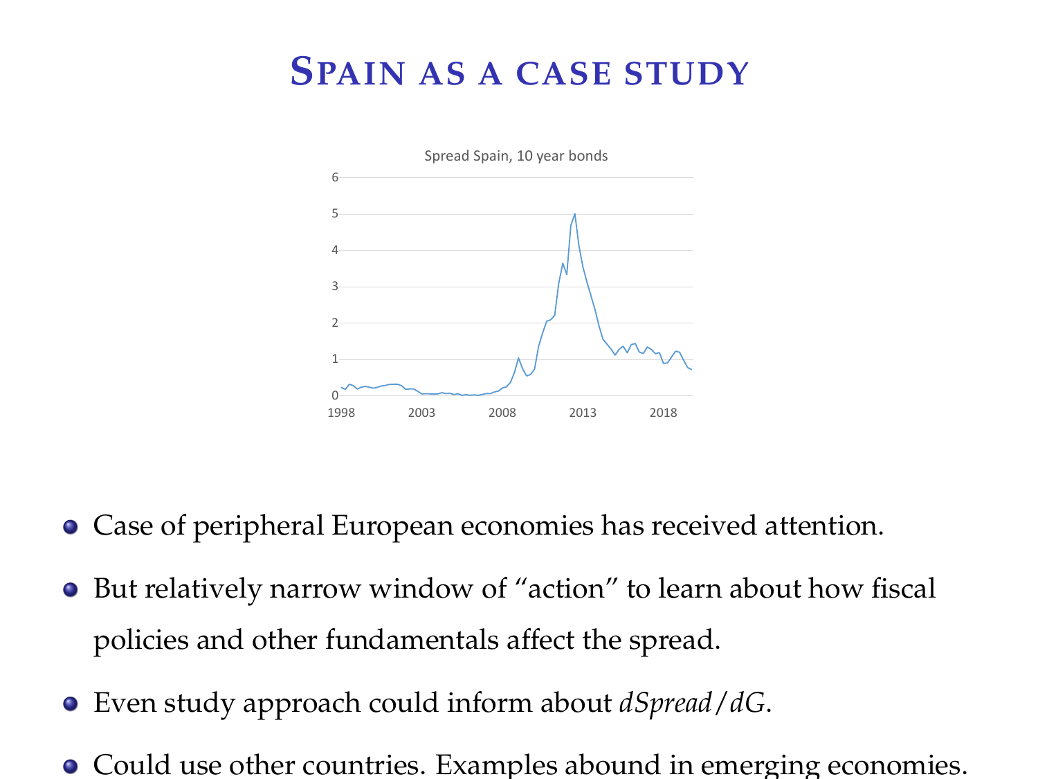# Spain as a case study

- Case of peripheral European economies has received attention.
- But relatively narrow window of "action" to learn about how fiscal policies and other fundamentals affect the spread.
- Even study approach could inform about $dSpread/dG$.
- Could use other countries. Examples abound in emerging economies.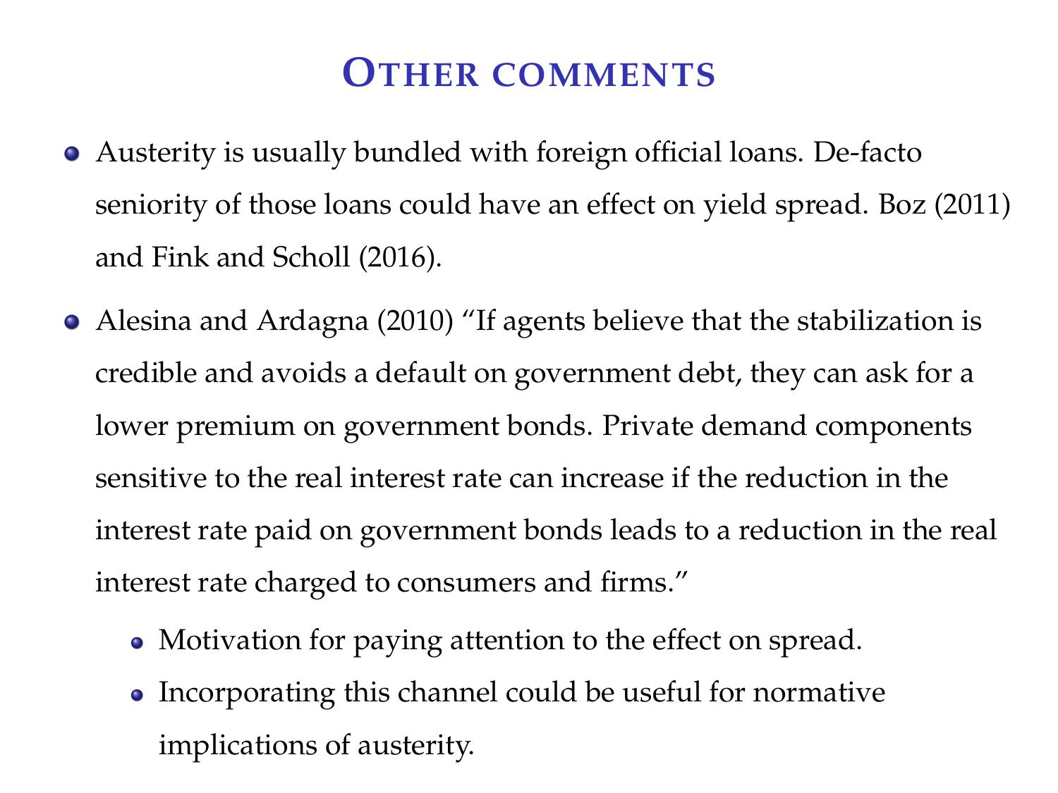# Other comments

- Austerity is usually bundled with foreign official loans. De-facto seniority of those loans could have an effect on yield spread. Boz (2011) and Fink and Scholl (2016).
- Alesina and Ardagna (2010) "If agents believe that the stabilization is credible and avoids a default on government debt, they can ask for a lower premium on government bonds. Private demand components sensitive to the real interest rate can increase if the reduction in the interest rate paid on government bonds leads to a reduction in the real interest rate charged to consumers and firms."
  - Motivation for paying attention to the effect on spread.
  - Incorporating this channel could be useful for normative implications of austerity.